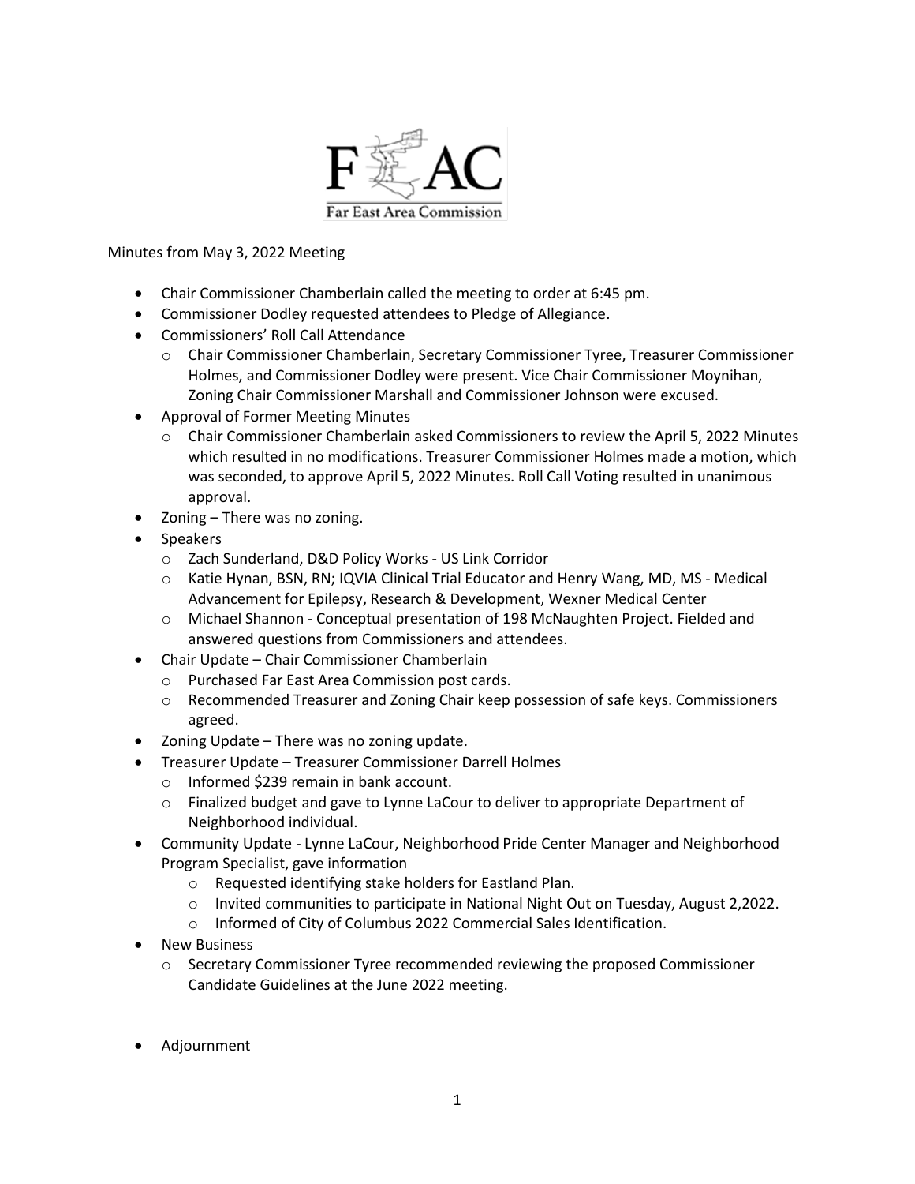FEAC

Far East Area Commission

Minutes from May 3, 2022 Meeting

- Chair Commissioner Chamberlain called the meeting to order at 6:45 pm.
- Commissioner Dodley requested attendees to Pledge of Allegiance.
- Commissioners' Roll Call Attendance
  - Chair Commissioner Chamberlain, Secretary Commissioner Tyree, Treasurer Commissioner Holmes, and Commissioner Dodley were present. Vice Chair Commissioner Moynihan, Zoning Chair Commissioner Marshall and Commissioner Johnson were excused.
- Approval of Former Meeting Minutes
  - Chair Commissioner Chamberlain asked Commissioners to review the April 5, 2022 Minutes which resulted in no modifications. Treasurer Commissioner Holmes made a motion, which was seconded, to approve April 5, 2022 Minutes. Roll Call Voting resulted in unanimous approval.
- Zoning – There was no zoning.
- Speakers
  - Zach Sunderland, D&D Policy Works - US Link Corridor
  - Katie Hynan, BSN, RN; IQVIA Clinical Trial Educator and Henry Wang, MD, MS - Medical Advancement for Epilepsy, Research & Development, Wexner Medical Center
  - Michael Shannon - Conceptual presentation of 198 McNaughten Project. Fielded and answered questions from Commissioners and attendees.
- Chair Update – Chair Commissioner Chamberlain
  - Purchased Far East Area Commission post cards.
  - Recommended Treasurer and Zoning Chair keep possession of safe keys. Commissioners agreed.
- Zoning Update – There was no zoning update.
- Treasurer Update – Treasurer Commissioner Darrell Holmes
  - Informed $239 remain in bank account.
  - Finalized budget and gave to Lynne LaCour to deliver to appropriate Department of Neighborhood individual.
- Community Update - Lynne LaCour, Neighborhood Pride Center Manager and Neighborhood Program Specialist, gave information
  - Requested identifying stake holders for Eastland Plan.
  - Invited communities to participate in National Night Out on Tuesday, August 2,2022.
  - Informed of City of Columbus 2022 Commercial Sales Identification.
- New Business
  - Secretary Commissioner Tyree recommended reviewing the proposed Commissioner Candidate Guidelines at the June 2022 meeting.
- Adjournment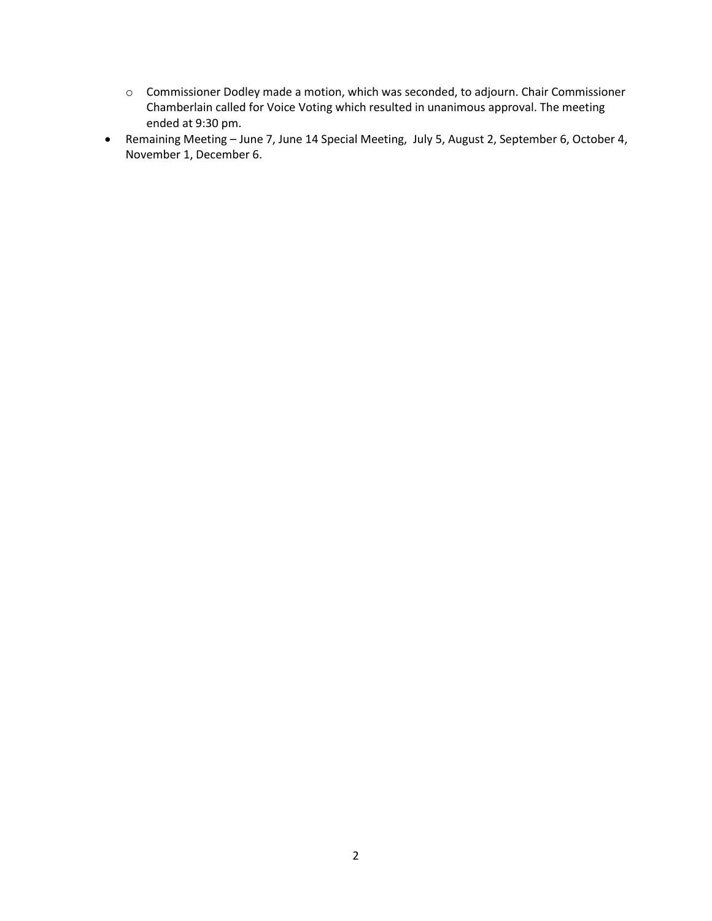- Commissioner Dodley made a motion, which was seconded, to adjourn. Chair Commissioner Chamberlain called for Voice Voting which resulted in unanimous approval. The meeting ended at 9:30 pm.
- Remaining Meeting – June 7, June 14 Special Meeting, July 5, August 2, September 6, October 4, November 1, December 6.